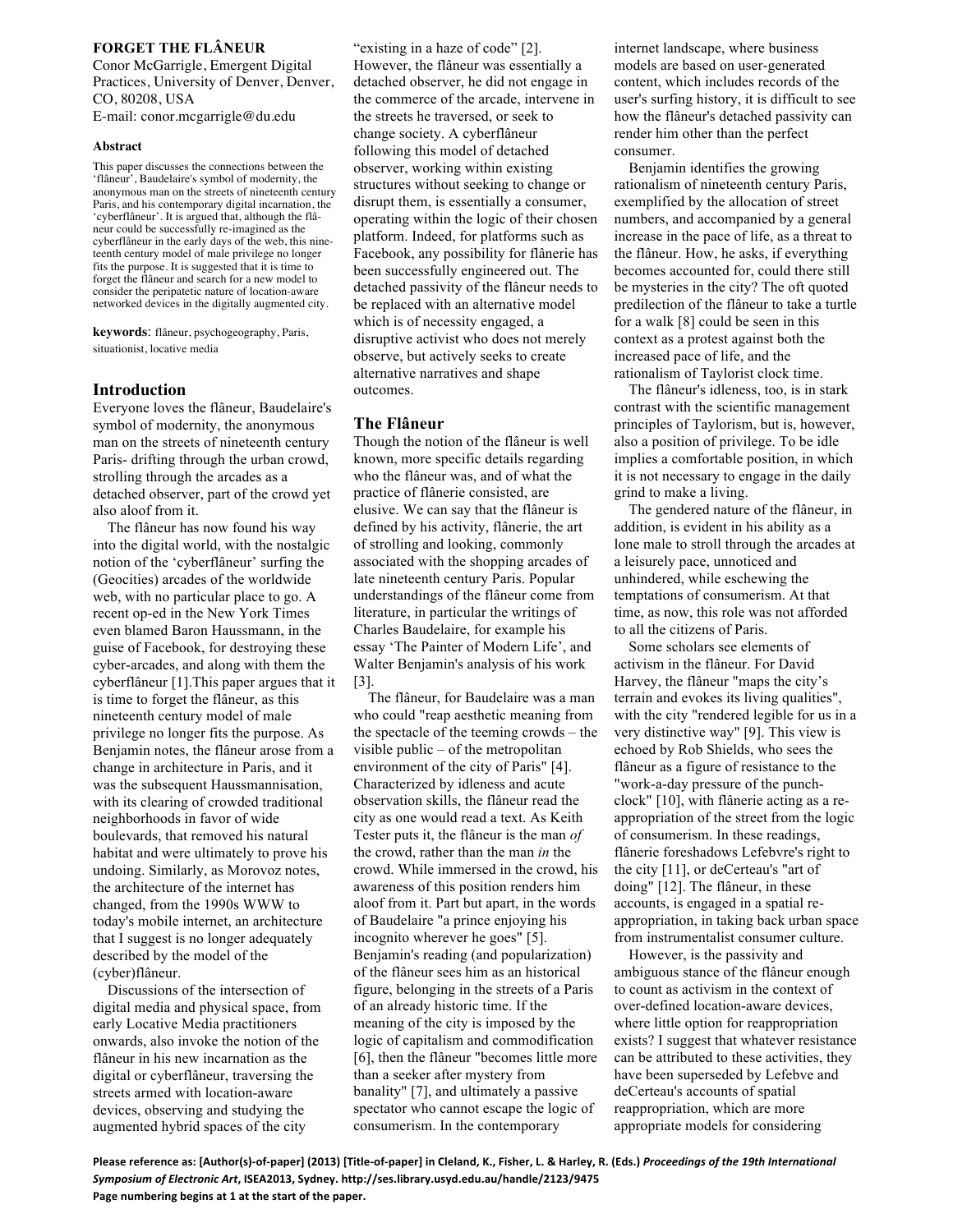# FORGET THE FLÂNEUR

Conor McGarrigle, Emergent Digital Practices, University of Denver, Denver, CO, 80208, USA
E-mail: conor.mcgarrigle@du.edu

#### Abstract

This paper discusses the connections between the 'flâneur', Baudelaire's symbol of modernity, the anonymous man on the streets of nineteenth century Paris, and his contemporary digital incarnation, the 'cyberflâneur'. It is argued that, although the flâneur could be successfully re-imagined as the cyberflâneur in the early days of the web, this nineteenth century model of male privilege no longer fits the purpose. It is suggested that it is time to forget the flâneur and search for a new model to consider the peripatetic nature of location-aware networked devices in the digitally augmented city.

**keywords**: flâneur, psychogeography, Paris, situationist, locative media

## Introduction

Everyone loves the flâneur, Baudelaire's symbol of modernity, the anonymous man on the streets of nineteenth century Paris- drifting through the urban crowd, strolling through the arcades as a detached observer, part of the crowd yet also aloof from it.

The flâneur has now found his way into the digital world, with the nostalgic notion of the 'cyberflâneur' surfing the (Geocities) arcades of the worldwide web, with no particular place to go. A recent op-ed in the New York Times even blamed Baron Haussmann, in the guise of Facebook, for destroying these cyber-arcades, and along with them the cyberflâneur [1].This paper argues that it is time to forget the flâneur, as this nineteenth century model of male privilege no longer fits the purpose. As Benjamin notes, the flâneur arose from a change in architecture in Paris, and it was the subsequent Haussmannisation, with its clearing of crowded traditional neighborhoods in favor of wide boulevards, that removed his natural habitat and were ultimately to prove his undoing. Similarly, as Morovoz notes, the architecture of the internet has changed, from the 1990s WWW to today's mobile internet, an architecture that I suggest is no longer adequately described by the model of the (cyber)flâneur.

Discussions of the intersection of digital media and physical space, from early Locative Media practitioners onwards, also invoke the notion of the flâneur in his new incarnation as the digital or cyberflâneur, traversing the streets armed with location-aware devices, observing and studying the augmented hybrid spaces of the city "existing in a haze of code" [2]. However, the flâneur was essentially a detached observer, he did not engage in the commerce of the arcade, intervene in the streets he traversed, or seek to change society. A cyberflâneur following this model of detached observer, working within existing structures without seeking to change or disrupt them, is essentially a consumer, operating within the logic of their chosen platform. Indeed, for platforms such as Facebook, any possibility for flânerie has been successfully engineered out. The detached passivity of the flâneur needs to be replaced with an alternative model which is of necessity engaged, a disruptive activist who does not merely observe, but actively seeks to create alternative narratives and shape outcomes.

## The Flâneur

Though the notion of the flâneur is well known, more specific details regarding who the flâneur was, and of what the practice of flânerie consisted, are elusive. We can say that the flâneur is defined by his activity, flânerie, the art of strolling and looking, commonly associated with the shopping arcades of late nineteenth century Paris. Popular understandings of the flâneur come from literature, in particular the writings of Charles Baudelaire, for example his essay 'The Painter of Modern Life', and Walter Benjamin's analysis of his work [3].

The flâneur, for Baudelaire was a man who could "reap aesthetic meaning from the spectacle of the teeming crowds – the visible public – of the metropolitan environment of the city of Paris" [4]. Characterized by idleness and acute observation skills, the flâneur read the city as one would read a text. As Keith Tester puts it, the flâneur is the man *of* the crowd, rather than the man *in* the crowd. While immersed in the crowd, his awareness of this position renders him aloof from it. Part but apart, in the words of Baudelaire "a prince enjoying his incognito wherever he goes" [5]. Benjamin's reading (and popularization) of the flâneur sees him as an historical figure, belonging in the streets of a Paris of an already historic time. If the meaning of the city is imposed by the logic of capitalism and commodification [6], then the flâneur "becomes little more than a seeker after mystery from banality" [7], and ultimately a passive spectator who cannot escape the logic of consumerism. In the contemporary internet landscape, where business models are based on user-generated content, which includes records of the user's surfing history, it is difficult to see how the flâneur's detached passivity can render him other than the perfect consumer.

Benjamin identifies the growing rationalism of nineteenth century Paris, exemplified by the allocation of street numbers, and accompanied by a general increase in the pace of life, as a threat to the flâneur. How, he asks, if everything becomes accounted for, could there still be mysteries in the city? The oft quoted predilection of the flâneur to take a turtle for a walk [8] could be seen in this context as a protest against both the increased pace of life, and the rationalism of Taylorist clock time.

The flâneur's idleness, too, is in stark contrast with the scientific management principles of Taylorism, but is, however, also a position of privilege. To be idle implies a comfortable position, in which it is not necessary to engage in the daily grind to make a living.

The gendered nature of the flâneur, in addition, is evident in his ability as a lone male to stroll through the arcades at a leisurely pace, unnoticed and unhindered, while eschewing the temptations of consumerism. At that time, as now, this role was not afforded to all the citizens of Paris.

Some scholars see elements of activism in the flâneur. For David Harvey, the flâneur "maps the city's terrain and evokes its living qualities", with the city "rendered legible for us in a very distinctive way" [9]. This view is echoed by Rob Shields, who sees the flâneur as a figure of resistance to the "work-a-day pressure of the punch-clock" [10], with flânerie acting as a re-appropriation of the street from the logic of consumerism. In these readings, flânerie foreshadows Lefebvre's right to the city [11], or deCerteau's "art of doing" [12]. The flâneur, in these accounts, is engaged in a spatial re-appropriation, in taking back urban space from instrumentalist consumer culture.

However, is the passivity and ambiguous stance of the flâneur enough to count as activism in the context of over-defined location-aware devices, where little option for reappropriation exists? I suggest that whatever resistance can be attributed to these activities, they have been superseded by Lefebve and deCerteau's accounts of spatial reappropriation, which are more appropriate models for considering

**Please reference as: [Author(s)-of-paper] (2013) [Title-of-paper] in Cleland, K., Fisher, L. & Harley, R. (Eds.) *Proceedings of the 19th International Symposium of Electronic Art*, ISEA2013, Sydney. http://ses.library.usyd.edu.au/handle/2123/9475**
**Page numbering begins at 1 at the start of the paper.**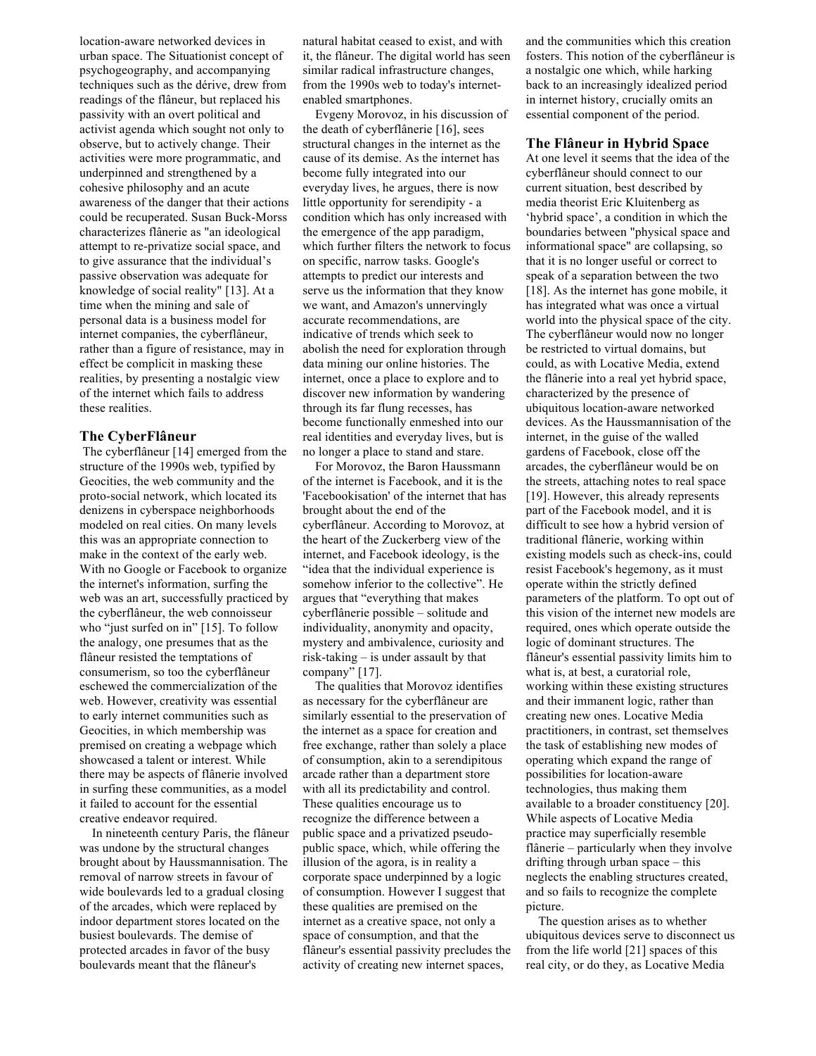location-aware networked devices in urban space. The Situationist concept of psychogeography, and accompanying techniques such as the dérive, drew from readings of the flâneur, but replaced his passivity with an overt political and activist agenda which sought not only to observe, but to actively change. Their activities were more programmatic, and underpinned and strengthened by a cohesive philosophy and an acute awareness of the danger that their actions could be recuperated. Susan Buck-Morss characterizes flânerie as "an ideological attempt to re-privatize social space, and to give assurance that the individual's passive observation was adequate for knowledge of social reality" [13]. At a time when the mining and sale of personal data is a business model for internet companies, the cyberflâneur, rather than a figure of resistance, may in effect be complicit in masking these realities, by presenting a nostalgic view of the internet which fails to address these realities.

## The CyberFlâneur

The cyberflâneur [14] emerged from the structure of the 1990s web, typified by Geocities, the web community and the proto-social network, which located its denizens in cyberspace neighborhoods modeled on real cities. On many levels this was an appropriate connection to make in the context of the early web. With no Google or Facebook to organize the internet's information, surfing the web was an art, successfully practiced by the cyberflâneur, the web connoisseur who "just surfed on in" [15]. To follow the analogy, one presumes that as the flâneur resisted the temptations of consumerism, so too the cyberflâneur eschewed the commercialization of the web. However, creativity was essential to early internet communities such as Geocities, in which membership was premised on creating a webpage which showcased a talent or interest. While there may be aspects of flânerie involved in surfing these communities, as a model it failed to account for the essential creative endeavor required.

In nineteenth century Paris, the flâneur was undone by the structural changes brought about by Haussmannisation. The removal of narrow streets in favour of wide boulevards led to a gradual closing of the arcades, which were replaced by indoor department stores located on the busiest boulevards. The demise of protected arcades in favor of the busy boulevards meant that the flâneur's natural habitat ceased to exist, and with it, the flâneur. The digital world has seen similar radical infrastructure changes, from the 1990s web to today's internet-enabled smartphones.

Evgeny Morovoz, in his discussion of the death of cyberflânerie [16], sees structural changes in the internet as the cause of its demise. As the internet has become fully integrated into our everyday lives, he argues, there is now little opportunity for serendipity - a condition which has only increased with the emergence of the app paradigm, which further filters the network to focus on specific, narrow tasks. Google's attempts to predict our interests and serve us the information that they know we want, and Amazon's unnervingly accurate recommendations, are indicative of trends which seek to abolish the need for exploration through data mining our online histories. The internet, once a place to explore and to discover new information by wandering through its far flung recesses, has become functionally enmeshed into our real identities and everyday lives, but is no longer a place to stand and stare.

For Morovoz, the Baron Haussmann of the internet is Facebook, and it is the 'Facebookisation' of the internet that has brought about the end of the cyberflâneur. According to Morovoz, at the heart of the Zuckerberg view of the internet, and Facebook ideology, is the "idea that the individual experience is somehow inferior to the collective". He argues that "everything that makes cyberflânerie possible – solitude and individuality, anonymity and opacity, mystery and ambivalence, curiosity and risk-taking – is under assault by that company" [17].

The qualities that Morovoz identifies as necessary for the cyberflâneur are similarly essential to the preservation of the internet as a space for creation and free exchange, rather than solely a place of consumption, akin to a serendipitous arcade rather than a department store with all its predictability and control. These qualities encourage us to recognize the difference between a public space and a privatized pseudo-public space, which, while offering the illusion of the agora, is in reality a corporate space underpinned by a logic of consumption. However I suggest that these qualities are premised on the internet as a creative space, not only a space of consumption, and that the flâneur's essential passivity precludes the activity of creating new internet spaces, and the communities which this creation fosters. This notion of the cyberflâneur is a nostalgic one which, while harking back to an increasingly idealized period in internet history, crucially omits an essential component of the period.

## The Flâneur in Hybrid Space

At one level it seems that the idea of the cyberflâneur should connect to our current situation, best described by media theorist Eric Kluitenberg as 'hybrid space', a condition in which the boundaries between "physical space and informational space" are collapsing, so that it is no longer useful or correct to speak of a separation between the two [18]. As the internet has gone mobile, it has integrated what was once a virtual world into the physical space of the city. The cyberflâneur would now no longer be restricted to virtual domains, but could, as with Locative Media, extend the flânerie into a real yet hybrid space, characterized by the presence of ubiquitous location-aware networked devices. As the Haussmannisation of the internet, in the guise of the walled gardens of Facebook, close off the arcades, the cyberflâneur would be on the streets, attaching notes to real space [19]. However, this already represents part of the Facebook model, and it is difficult to see how a hybrid version of traditional flânerie, working within existing models such as check-ins, could resist Facebook's hegemony, as it must operate within the strictly defined parameters of the platform. To opt out of this vision of the internet new models are required, ones which operate outside the logic of dominant structures. The flâneur's essential passivity limits him to what is, at best, a curatorial role, working within these existing structures and their immanent logic, rather than creating new ones. Locative Media practitioners, in contrast, set themselves the task of establishing new modes of operating which expand the range of possibilities for location-aware technologies, thus making them available to a broader constituency [20]. While aspects of Locative Media practice may superficially resemble flânerie – particularly when they involve drifting through urban space – this neglects the enabling structures created, and so fails to recognize the complete picture.

The question arises as to whether ubiquitous devices serve to disconnect us from the life world [21] spaces of this real city, or do they, as Locative Media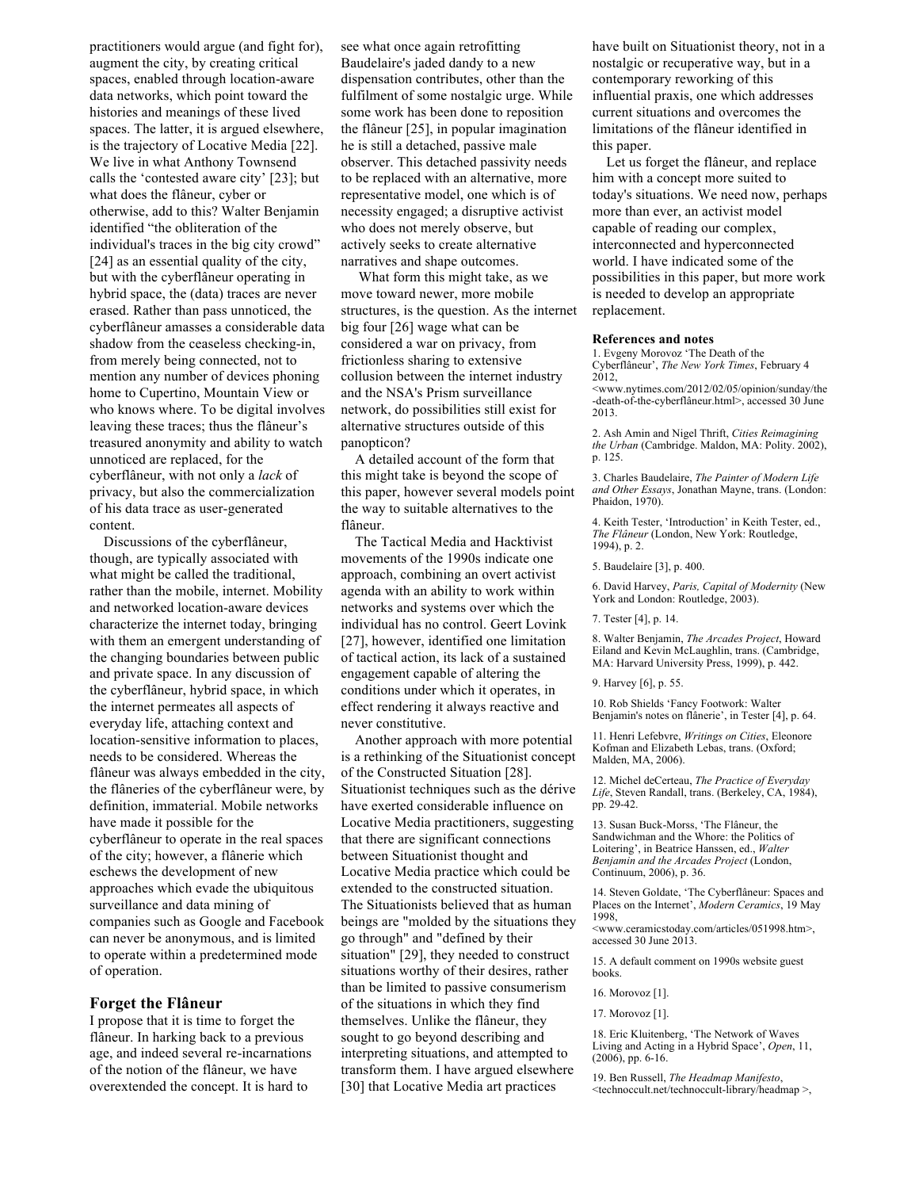practitioners would argue (and fight for), augment the city, by creating critical spaces, enabled through location-aware data networks, which point toward the histories and meanings of these lived spaces. The latter, it is argued elsewhere, is the trajectory of Locative Media [22]. We live in what Anthony Townsend calls the 'contested aware city' [23]; but what does the flâneur, cyber or otherwise, add to this? Walter Benjamin identified "the obliteration of the individual's traces in the big city crowd" [24] as an essential quality of the city, but with the cyberflâneur operating in hybrid space, the (data) traces are never erased. Rather than pass unnoticed, the cyberflâneur amasses a considerable data shadow from the ceaseless checking-in, from merely being connected, not to mention any number of devices phoning home to Cupertino, Mountain View or who knows where. To be digital involves leaving these traces; thus the flâneur's treasured anonymity and ability to watch unnoticed are replaced, for the cyberflâneur, with not only a *lack* of privacy, but also the commercialization of his data trace as user-generated content.

Discussions of the cyberflâneur, though, are typically associated with what might be called the traditional, rather than the mobile, internet. Mobility and networked location-aware devices characterize the internet today, bringing with them an emergent understanding of the changing boundaries between public and private space. In any discussion of the cyberflâneur, hybrid space, in which the internet permeates all aspects of everyday life, attaching context and location-sensitive information to places, needs to be considered. Whereas the flâneur was always embedded in the city, the flâneries of the cyberflâneur were, by definition, immaterial. Mobile networks have made it possible for the cyberflâneur to operate in the real spaces of the city; however, a flânerie which eschews the development of new approaches which evade the ubiquitous surveillance and data mining of companies such as Google and Facebook can never be anonymous, and is limited to operate within a predetermined mode of operation.

## Forget the Flâneur

I propose that it is time to forget the flâneur. In harking back to a previous age, and indeed several re-incarnations of the notion of the flâneur, we have overextended the concept. It is hard to see what once again retrofitting Baudelaire's jaded dandy to a new dispensation contributes, other than the fulfilment of some nostalgic urge. While some work has been done to reposition the flâneur [25], in popular imagination he is still a detached, passive male observer. This detached passivity needs to be replaced with an alternative, more representative model, one which is of necessity engaged; a disruptive activist who does not merely observe, but actively seeks to create alternative narratives and shape outcomes.

What form this might take, as we move toward newer, more mobile structures, is the question. As the internet big four [26] wage what can be considered a war on privacy, from frictionless sharing to extensive collusion between the internet industry and the NSA's Prism surveillance network, do possibilities still exist for alternative structures outside of this panopticon?

A detailed account of the form that this might take is beyond the scope of this paper, however several models point the way to suitable alternatives to the flâneur.

The Tactical Media and Hacktivist movements of the 1990s indicate one approach, combining an overt activist agenda with an ability to work within networks and systems over which the individual has no control. Geert Lovink [27], however, identified one limitation of tactical action, its lack of a sustained engagement capable of altering the conditions under which it operates, in effect rendering it always reactive and never constitutive.

Another approach with more potential is a rethinking of the Situationist concept of the Constructed Situation [28]. Situationist techniques such as the dérive have exerted considerable influence on Locative Media practitioners, suggesting that there are significant connections between Situationist thought and Locative Media practice which could be extended to the constructed situation. The Situationists believed that as human beings are "molded by the situations they go through" and "defined by their situation" [29], they needed to construct situations worthy of their desires, rather than be limited to passive consumerism of the situations in which they find themselves. Unlike the flâneur, they sought to go beyond describing and interpreting situations, and attempted to transform them. I have argued elsewhere [30] that Locative Media art practices have built on Situationist theory, not in a nostalgic or recuperative way, but in a contemporary reworking of this influential praxis, one which addresses current situations and overcomes the limitations of the flâneur identified in this paper.

Let us forget the flâneur, and replace him with a concept more suited to today's situations. We need now, perhaps more than ever, an activist model capable of reading our complex, interconnected and hyperconnected world. I have indicated some of the possibilities in this paper, but more work is needed to develop an appropriate replacement.

### References and notes

1. Evgeny Morovoz 'The Death of the Cyberflâneur', *The New York Times*, February 4 2012, <www.nytimes.com/2012/02/05/opinion/sunday/the-death-of-the-cyberflâneur.html>, accessed 30 June 2013.

2. Ash Amin and Nigel Thrift, *Cities Reimagining the Urban* (Cambridge. Maldon, MA: Polity. 2002), p. 125.

3. Charles Baudelaire, *The Painter of Modern Life and Other Essays*, Jonathan Mayne, trans. (London: Phaidon, 1970).

4. Keith Tester, 'Introduction' in Keith Tester, ed., *The Flâneur* (London, New York: Routledge, 1994), p. 2.

5. Baudelaire [3], p. 400.

6. David Harvey, *Paris, Capital of Modernity* (New York and London: Routledge, 2003).

7. Tester [4], p. 14.

8. Walter Benjamin, *The Arcades Project*, Howard Eiland and Kevin McLaughlin, trans. (Cambridge, MA: Harvard University Press, 1999), p. 442.

9. Harvey [6], p. 55.

10. Rob Shields 'Fancy Footwork: Walter Benjamin's notes on flânerie', in Tester [4], p. 64.

11. Henri Lefebvre, *Writings on Cities*, Eleonore Kofman and Elizabeth Lebas, trans. (Oxford; Malden, MA, 2006).

12. Michel deCerteau, *The Practice of Everyday Life*, Steven Randall, trans. (Berkeley, CA, 1984), pp. 29-42.

13. Susan Buck-Morss, 'The Flâneur, the Sandwichman and the Whore: the Politics of Loitering', in Beatrice Hanssen, ed., *Walter Benjamin and the Arcades Project* (London, Continuum, 2006), p. 36.

14. Steven Goldate, 'The Cyberflâneur: Spaces and Places on the Internet', *Modern Ceramics*, 19 May 1998, <www.ceramicstoday.com/articles/051998.htm>, accessed 30 June 2013.

15. A default comment on 1990s website guest books.

16. Morovoz [1].

17. Morovoz [1].

18. Eric Kluitenberg, 'The Network of Waves Living and Acting in a Hybrid Space', *Open*, 11, (2006), pp. 6-16.

19. Ben Russell, *The Headmap Manifesto*, <technoccult.net/technoccult-library/headmap >,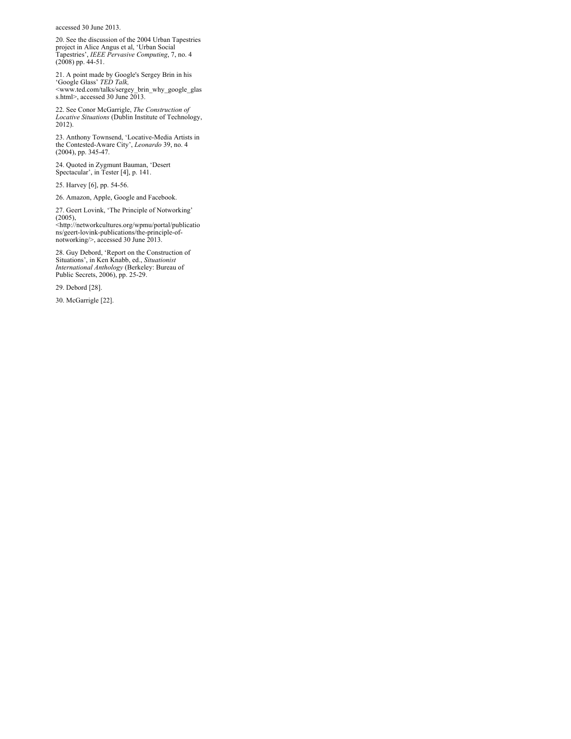accessed 30 June 2013.

20. See the discussion of the 2004 Urban Tapestries project in Alice Angus et al, 'Urban Social Tapestries', *IEEE Pervasive Computing*, 7, no. 4 (2008) pp. 44-51.

21. A point made by Google's Sergey Brin in his 'Google Glass' *TED Talk,* <www.ted.com/talks/sergey_brin_why_google_glass.html>, accessed 30 June 2013.

22. See Conor McGarrigle, *The Construction of Locative Situations* (Dublin Institute of Technology, 2012).

23. Anthony Townsend, 'Locative-Media Artists in the Contested-Aware City', *Leonardo* 39, no. 4 (2004), pp. 345-47.

24. Quoted in Zygmunt Bauman, 'Desert Spectacular', in Tester [4], p. 141.

25. Harvey [6], pp. 54-56.

26. Amazon, Apple, Google and Facebook.

27. Geert Lovink, 'The Principle of Notworking' (2005), <http://networkcultures.org/wpmu/portal/publications/geert-lovink-publications/the-principle-of-notworking/>, accessed 30 June 2013.

28. Guy Debord, 'Report on the Construction of Situations', in Ken Knabb, ed., *Situationist International Anthology* (Berkeley: Bureau of Public Secrets, 2006), pp. 25-29.

29. Debord [28].

30. McGarrigle [22].